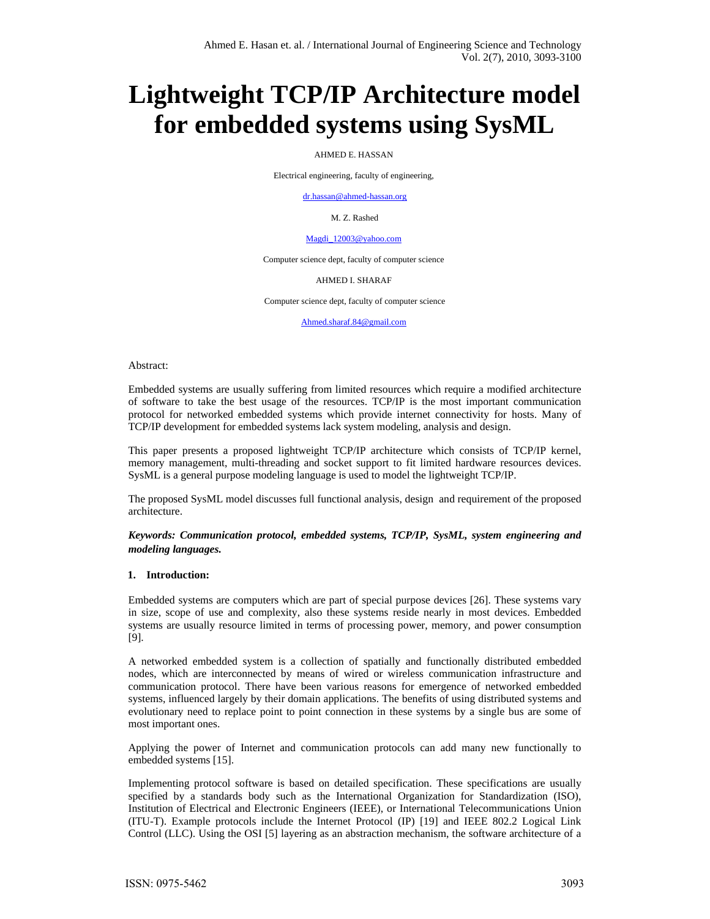# Lightweight TCP/IP Architecture model for embedded systems using SysML

AHMED E. HASSAN

Electrical engineering, faculty of engineering,

dr.hassan@ahmed-hassan.org

M. Z. Rashed

Magdi_12003@yahoo.com

Computer science dept, faculty of computer science

AHMED I. SHARAF

Computer science dept, faculty of computer science

Ahmed.sharaf.84@gmail.com

Abstract:

Embedded systems are usually suffering from limited resources which require a modified architecture of software to take the best usage of the resources. TCP/IP is the most important communication protocol for networked embedded systems which provide internet connectivity for hosts. Many of TCP/IP development for embedded systems lack system modeling, analysis and design.

This paper presents a proposed lightweight TCP/IP architecture which consists of TCP/IP kernel, memory management, multi-threading and socket support to fit limited hardware resources devices. SysML is a general purpose modeling language is used to model the lightweight TCP/IP.

The proposed SysML model discusses full functional analysis, design and requirement of the proposed architecture.

***Keywords: Communication protocol, embedded systems, TCP/IP, SysML, system engineering and modeling languages.***

## 1. Introduction:

Embedded systems are computers which are part of special purpose devices [26]. These systems vary in size, scope of use and complexity, also these systems reside nearly in most devices. Embedded systems are usually resource limited in terms of processing power, memory, and power consumption [9].

A networked embedded system is a collection of spatially and functionally distributed embedded nodes, which are interconnected by means of wired or wireless communication infrastructure and communication protocol. There have been various reasons for emergence of networked embedded systems, influenced largely by their domain applications. The benefits of using distributed systems and evolutionary need to replace point to point connection in these systems by a single bus are some of most important ones.

Applying the power of Internet and communication protocols can add many new functionally to embedded systems [15].

Implementing protocol software is based on detailed specification. These specifications are usually specified by a standards body such as the International Organization for Standardization (ISO), Institution of Electrical and Electronic Engineers (IEEE), or International Telecommunications Union (ITU-T). Example protocols include the Internet Protocol (IP) [19] and IEEE 802.2 Logical Link Control (LLC). Using the OSI [5] layering as an abstraction mechanism, the software architecture of a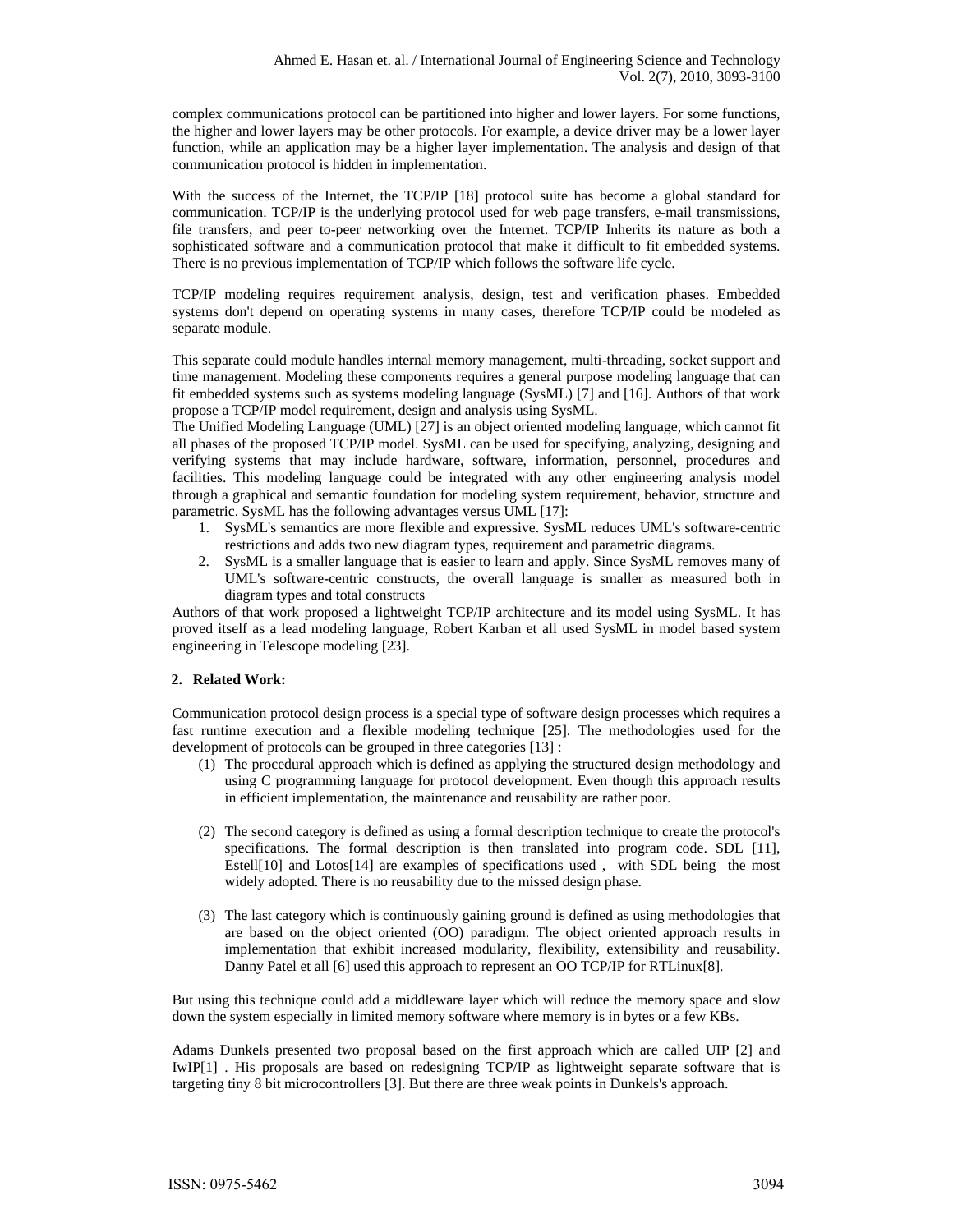complex communications protocol can be partitioned into higher and lower layers. For some functions, the higher and lower layers may be other protocols. For example, a device driver may be a lower layer function, while an application may be a higher layer implementation. The analysis and design of that communication protocol is hidden in implementation.

With the success of the Internet, the TCP/IP [18] protocol suite has become a global standard for communication. TCP/IP is the underlying protocol used for web page transfers, e-mail transmissions, file transfers, and peer to-peer networking over the Internet. TCP/IP Inherits its nature as both a sophisticated software and a communication protocol that make it difficult to fit embedded systems. There is no previous implementation of TCP/IP which follows the software life cycle.

TCP/IP modeling requires requirement analysis, design, test and verification phases. Embedded systems don't depend on operating systems in many cases, therefore TCP/IP could be modeled as separate module.

This separate could module handles internal memory management, multi-threading, socket support and time management. Modeling these components requires a general purpose modeling language that can fit embedded systems such as systems modeling language (SysML) [7] and [16]. Authors of that work propose a TCP/IP model requirement, design and analysis using SysML.

The Unified Modeling Language (UML) [27] is an object oriented modeling language, which cannot fit all phases of the proposed TCP/IP model. SysML can be used for specifying, analyzing, designing and verifying systems that may include hardware, software, information, personnel, procedures and facilities. This modeling language could be integrated with any other engineering analysis model through a graphical and semantic foundation for modeling system requirement, behavior, structure and parametric. SysML has the following advantages versus UML [17]:

1. SysML's semantics are more flexible and expressive. SysML reduces UML's software-centric restrictions and adds two new diagram types, requirement and parametric diagrams.
2. SysML is a smaller language that is easier to learn and apply. Since SysML removes many of UML's software-centric constructs, the overall language is smaller as measured both in diagram types and total constructs

Authors of that work proposed a lightweight TCP/IP architecture and its model using SysML. It has proved itself as a lead modeling language, Robert Karban et all used SysML in model based system engineering in Telescope modeling [23].

## 2. Related Work:

Communication protocol design process is a special type of software design processes which requires a fast runtime execution and a flexible modeling technique [25]. The methodologies used for the development of protocols can be grouped in three categories [13] :

(1) The procedural approach which is defined as applying the structured design methodology and using C programming language for protocol development. Even though this approach results in efficient implementation, the maintenance and reusability are rather poor.

(2) The second category is defined as using a formal description technique to create the protocol's specifications. The formal description is then translated into program code. SDL [11], Estell[10] and Lotos[14] are examples of specifications used , with SDL being the most widely adopted. There is no reusability due to the missed design phase.

(3) The last category which is continuously gaining ground is defined as using methodologies that are based on the object oriented (OO) paradigm. The object oriented approach results in implementation that exhibit increased modularity, flexibility, extensibility and reusability. Danny Patel et all [6] used this approach to represent an OO TCP/IP for RTLinux[8].

But using this technique could add a middleware layer which will reduce the memory space and slow down the system especially in limited memory software where memory is in bytes or a few KBs.

Adams Dunkels presented two proposal based on the first approach which are called UIP [2] and IwIP[1] . His proposals are based on redesigning TCP/IP as lightweight separate software that is targeting tiny 8 bit microcontrollers [3]. But there are three weak points in Dunkels's approach.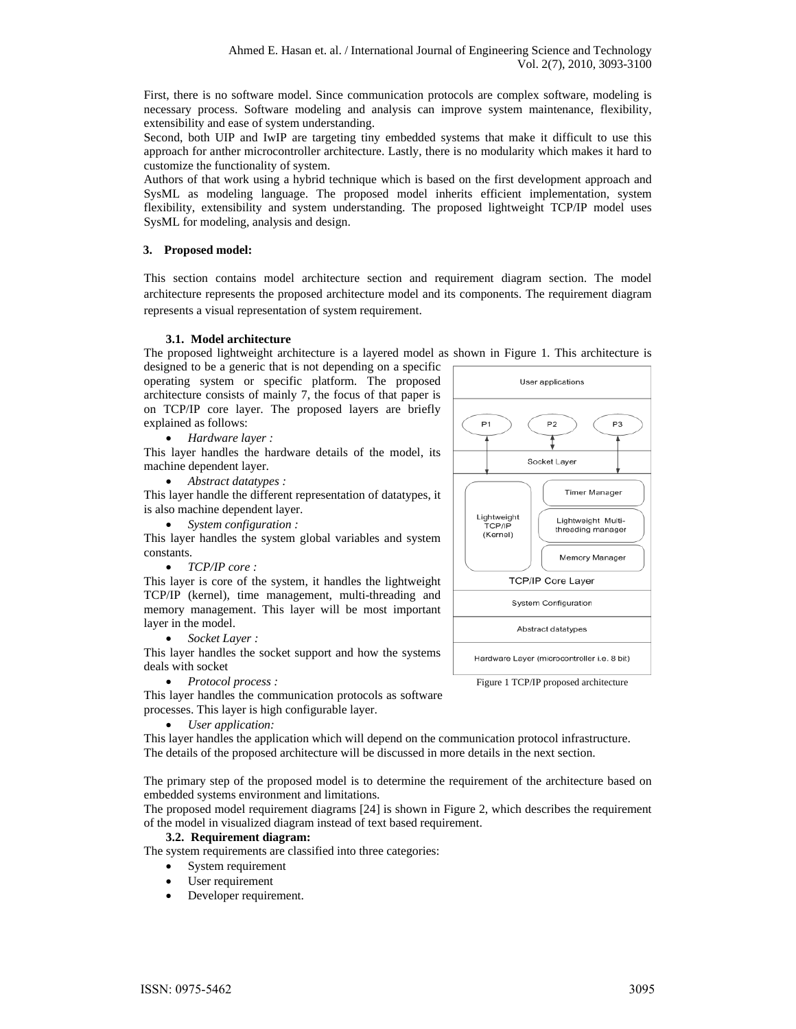First, there is no software model. Since communication protocols are complex software, modeling is necessary process. Software modeling and analysis can improve system maintenance, flexibility, extensibility and ease of system understanding.

Second, both UIP and IwIP are targeting tiny embedded systems that make it difficult to use this approach for anther microcontroller architecture. Lastly, there is no modularity which makes it hard to customize the functionality of system.

Authors of that work using a hybrid technique which is based on the first development approach and SysML as modeling language. The proposed model inherits efficient implementation, system flexibility, extensibility and system understanding. The proposed lightweight TCP/IP model uses SysML for modeling, analysis and design.

## 3. Proposed model:

This section contains model architecture section and requirement diagram section. The model architecture represents the proposed architecture model and its components. The requirement diagram represents a visual representation of system requirement.

### 3.1. Model architecture

The proposed lightweight architecture is a layered model as shown in Figure 1. This architecture is designed to be a generic that is not depending on a specific operating system or specific platform. The proposed architecture consists of mainly 7, the focus of that paper is on TCP/IP core layer. The proposed layers are briefly explained as follows:

- *Hardware layer :*

This layer handles the hardware details of the model, its machine dependent layer.

- *Abstract datatypes :*

This layer handle the different representation of datatypes, it is also machine dependent layer.

- *System configuration :*

This layer handles the system global variables and system constants.

- *TCP/IP core :*

This layer is core of the system, it handles the lightweight TCP/IP (kernel), time management, multi-threading and memory management. This layer will be most important layer in the model.

- *Socket Layer :*

This layer handles the socket support and how the systems deals with socket

- *Protocol process :*

This layer handles the communication protocols as software processes. This layer is high configurable layer.

- *User application:*

This layer handles the application which will depend on the communication protocol infrastructure.

The details of the proposed architecture will be discussed in more details in the next section.

Figure 1 TCP/IP proposed architecture

The primary step of the proposed model is to determine the requirement of the architecture based on embedded systems environment and limitations.

The proposed model requirement diagrams [24] is shown in Figure 2, which describes the requirement of the model in visualized diagram instead of text based requirement.

### 3.2. Requirement diagram:

The system requirements are classified into three categories:

- System requirement
- User requirement
- Developer requirement.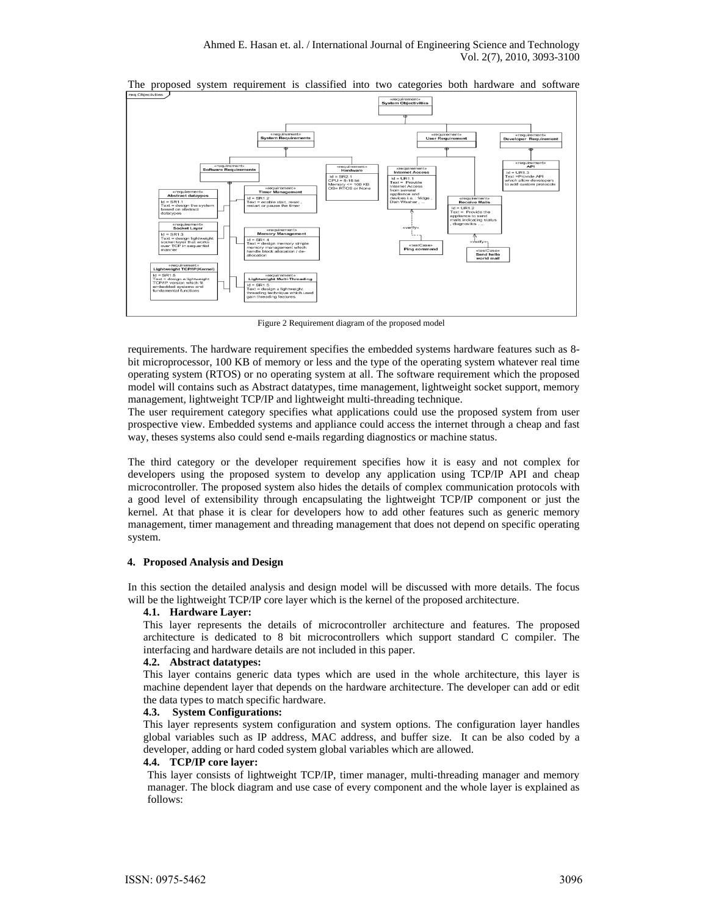The proposed system requirement is classified into two categories both hardware and software

Figure 2 Requirement diagram of the proposed model

requirements. The hardware requirement specifies the embedded systems hardware features such as 8-bit microprocessor, 100 KB of memory or less and the type of the operating system whatever real time operating system (RTOS) or no operating system at all. The software requirement which the proposed model will contains such as Abstract datatypes, time management, lightweight socket support, memory management, lightweight TCP/IP and lightweight multi-threading technique.

The user requirement category specifies what applications could use the proposed system from user prospective view. Embedded systems and appliance could access the internet through a cheap and fast way, theses systems also could send e-mails regarding diagnostics or machine status.

The third category or the developer requirement specifies how it is easy and not complex for developers using the proposed system to develop any application using TCP/IP API and cheap microcontroller. The proposed system also hides the details of complex communication protocols with a good level of extensibility through encapsulating the lightweight TCP/IP component or just the kernel. At that phase it is clear for developers how to add other features such as generic memory management, timer management and threading management that does not depend on specific operating system.

## 4. Proposed Analysis and Design

In this section the detailed analysis and design model will be discussed with more details. The focus will be the lightweight TCP/IP core layer which is the kernel of the proposed architecture.

### 4.1. Hardware Layer:

This layer represents the details of microcontroller architecture and features. The proposed architecture is dedicated to 8 bit microcontrollers which support standard C compiler. The interfacing and hardware details are not included in this paper.

### 4.2. Abstract datatypes:

This layer contains generic data types which are used in the whole architecture, this layer is machine dependent layer that depends on the hardware architecture. The developer can add or edit the data types to match specific hardware.

### 4.3. System Configurations:

This layer represents system configuration and system options. The configuration layer handles global variables such as IP address, MAC address, and buffer size. It can be also coded by a developer, adding or hard coded system global variables which are allowed.

### 4.4. TCP/IP core layer:

This layer consists of lightweight TCP/IP, timer manager, multi-threading manager and memory manager. The block diagram and use case of every component and the whole layer is explained as follows: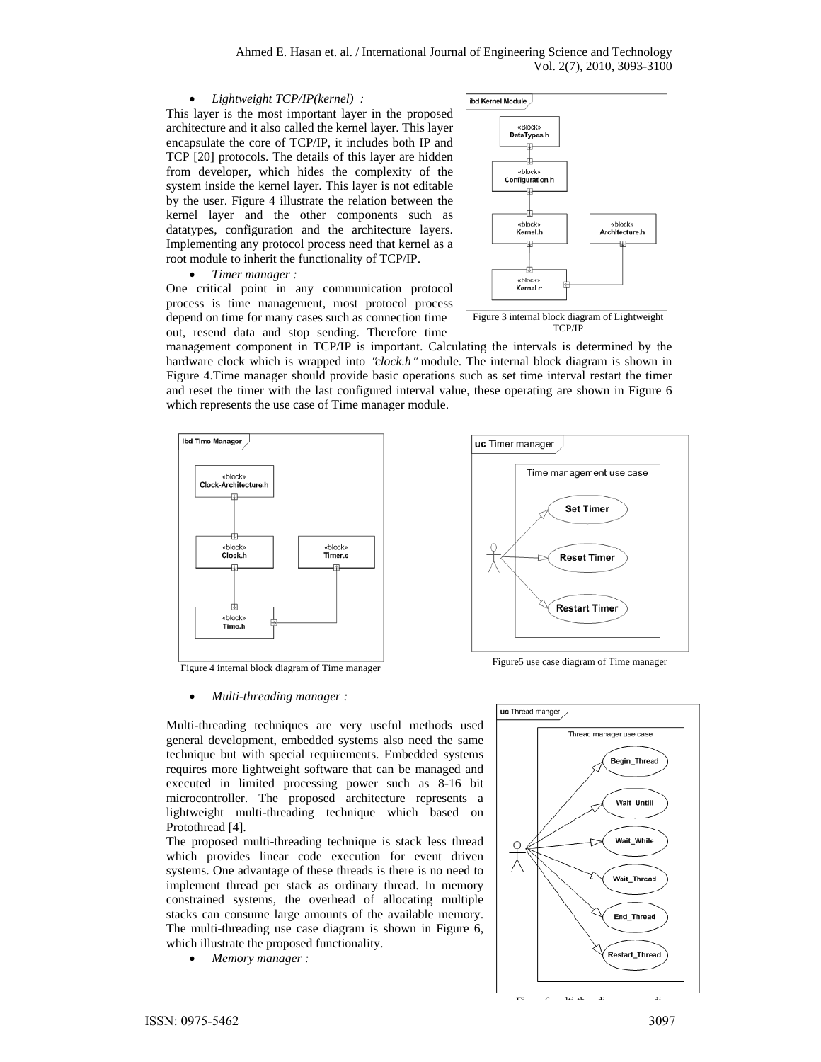- *Lightweight TCP/IP(kernel) :*

This layer is the most important layer in the proposed architecture and it also called the kernel layer. This layer encapsulate the core of TCP/IP, it includes both IP and TCP [20] protocols. The details of this layer are hidden from developer, which hides the complexity of the system inside the kernel layer. This layer is not editable by the user. Figure 4 illustrate the relation between the kernel layer and the other components such as datatypes, configuration and the architecture layers. Implementing any protocol process need that kernel as a root module to inherit the functionality of TCP/IP.

Figure 3 internal block diagram of Lightweight TCP/IP

- *Timer manager :*

One critical point in any communication protocol process is time management, most protocol process depend on time for many cases such as connection time out, resend data and stop sending. Therefore time management component in TCP/IP is important. Calculating the intervals is determined by the hardware clock which is wrapped into *"clock.h"* module. The internal block diagram is shown in Figure 4.Time manager should provide basic operations such as set time interval restart the timer and reset the timer with the last configured interval value, these operating are shown in Figure 6 which represents the use case of Time manager module.

Figure 4 internal block diagram of Time manager

Figure5 use case diagram of Time manager

- *Multi-threading manager :*

Multi-threading techniques are very useful methods used general development, embedded systems also need the same technique but with special requirements. Embedded systems requires more lightweight software that can be managed and executed in limited processing power such as 8-16 bit microcontroller. The proposed architecture represents a lightweight multi-threading technique which based on Protothread [4].

The proposed multi-threading technique is stack less thread which provides linear code execution for event driven systems. One advantage of these threads is there is no need to implement thread per stack as ordinary thread. In memory constrained systems, the overhead of allocating multiple stacks can consume large amounts of the available memory. The multi-threading use case diagram is shown in Figure 6, which illustrate the proposed functionality.

- *Memory manager :*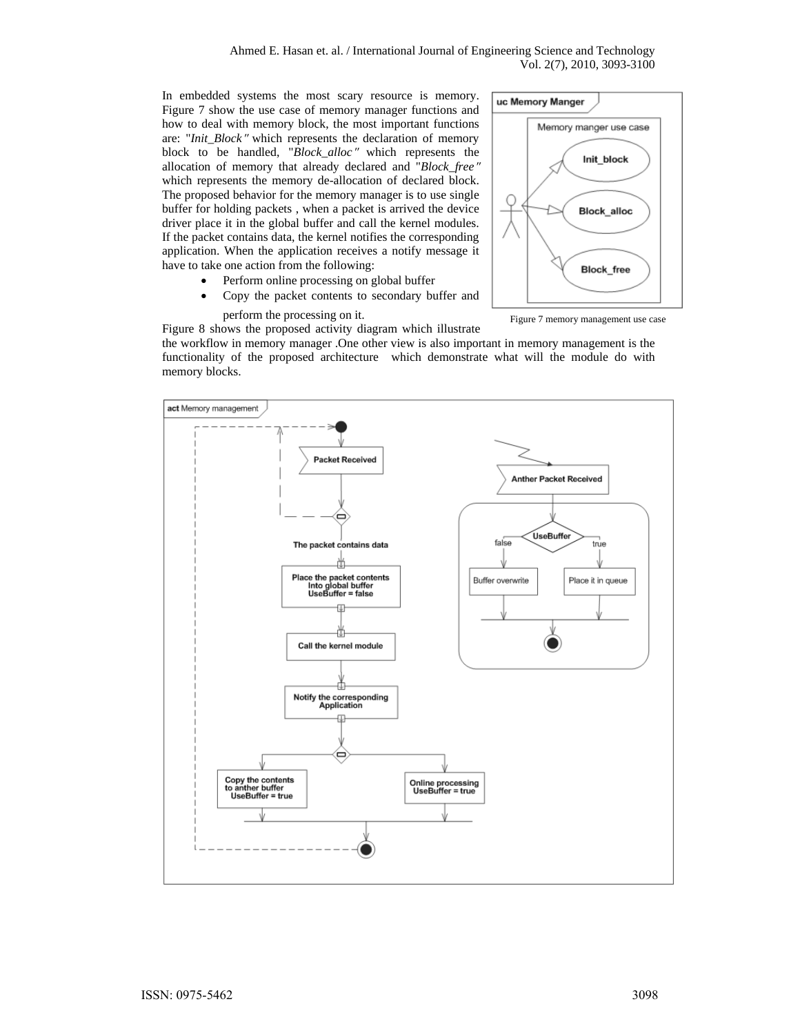In embedded systems the most scary resource is memory. Figure 7 show the use case of memory manager functions and how to deal with memory block, the most important functions are: "*Init_Block"* which represents the declaration of memory block to be handled, "*Block_alloc"* which represents the allocation of memory that already declared and "*Block_free"* which represents the memory de-allocation of declared block. The proposed behavior for the memory manager is to use single buffer for holding packets , when a packet is arrived the device driver place it in the global buffer and call the kernel modules. If the packet contains data, the kernel notifies the corresponding application. When the application receives a notify message it have to take one action from the following:

- Perform online processing on global buffer
- Copy the packet contents to secondary buffer and perform the processing on it.

Figure 7 memory management use case

Figure 8 shows the proposed activity diagram which illustrate the workflow in memory manager .One other view is also important in memory management is the functionality of the proposed architecture which demonstrate what will the module do with memory blocks.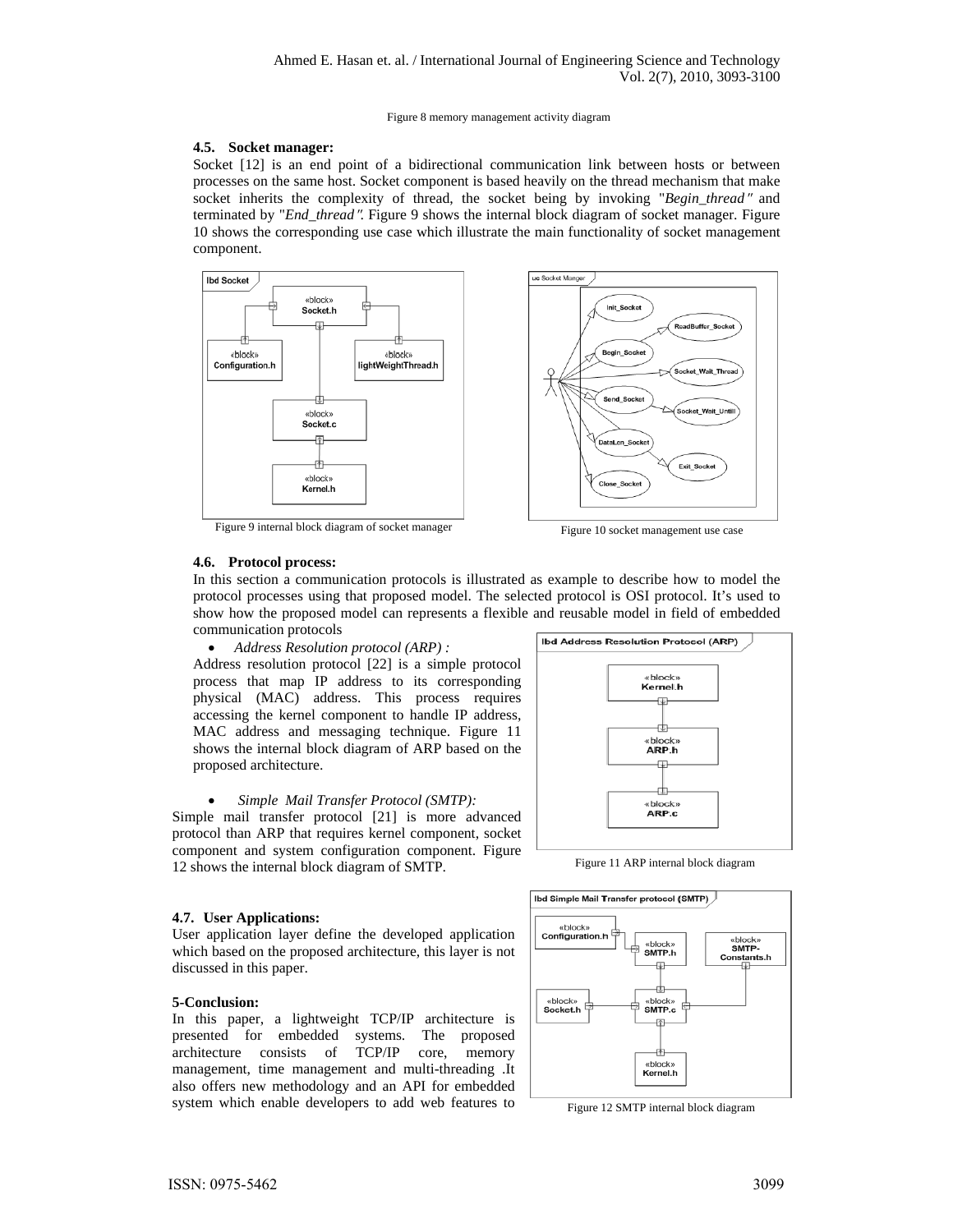Figure 8 memory management activity diagram

### 4.5. Socket manager:

Socket [12] is an end point of a bidirectional communication link between hosts or between processes on the same host. Socket component is based heavily on the thread mechanism that make socket inherits the complexity of thread, the socket being by invoking "*Begin_thread"* and terminated by "*End_thread".* Figure 9 shows the internal block diagram of socket manager. Figure 10 shows the corresponding use case which illustrate the main functionality of socket management component.

Figure 9 internal block diagram of socket manager

Figure 10 socket management use case

### 4.6. Protocol process:

In this section a communication protocols is illustrated as example to describe how to model the protocol processes using that proposed model. The selected protocol is OSI protocol. It's used to show how the proposed model can represents a flexible and reusable model in field of embedded communication protocols

- *Address Resolution protocol (ARP) :*

Address resolution protocol [22] is a simple protocol process that map IP address to its corresponding physical (MAC) address. This process requires accessing the kernel component to handle IP address, MAC address and messaging technique. Figure 11 shows the internal block diagram of ARP based on the proposed architecture.

- *Simple Mail Transfer Protocol (SMTP):*

Simple mail transfer protocol [21] is more advanced protocol than ARP that requires kernel component, socket component and system configuration component. Figure 12 shows the internal block diagram of SMTP.

Figure 11 ARP internal block diagram

### 4.7. User Applications:

User application layer define the developed application which based on the proposed architecture, this layer is not discussed in this paper.

### 5-Conclusion:

In this paper, a lightweight TCP/IP architecture is presented for embedded systems. The proposed architecture consists of TCP/IP core, memory management, time management and multi-threading .It also offers new methodology and an API for embedded system which enable developers to add web features to

Figure 12 SMTP internal block diagram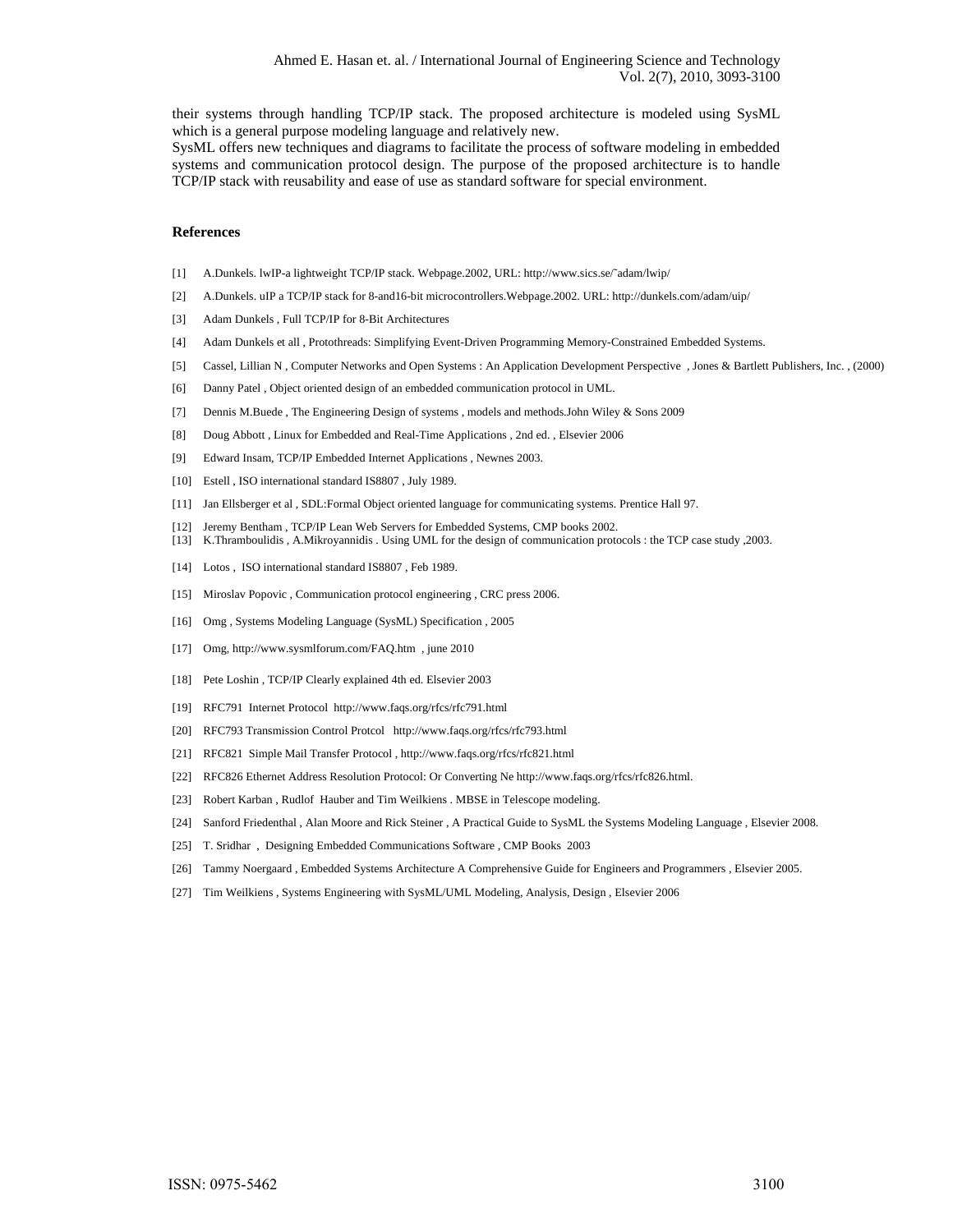their systems through handling TCP/IP stack. The proposed architecture is modeled using SysML which is a general purpose modeling language and relatively new.
SysML offers new techniques and diagrams to facilitate the process of software modeling in embedded systems and communication protocol design. The purpose of the proposed architecture is to handle TCP/IP stack with reusability and ease of use as standard software for special environment.

## References

[1] A.Dunkels. lwIP-a lightweight TCP/IP stack. Webpage.2002, URL: http://www.sics.se/˜adam/lwip/

[2] A.Dunkels. uIP a TCP/IP stack for 8-and16-bit microcontrollers.Webpage.2002. URL: http://dunkels.com/adam/uip/

[3] Adam Dunkels , Full TCP/IP for 8-Bit Architectures

[4] Adam Dunkels et all , Protothreads: Simplifying Event-Driven Programming Memory-Constrained Embedded Systems.

[5] Cassel, Lillian N , Computer Networks and Open Systems : An Application Development Perspective , Jones & Bartlett Publishers, Inc. , (2000)

[6] Danny Patel , Object oriented design of an embedded communication protocol in UML.

[7] Dennis M.Buede , The Engineering Design of systems , models and methods.John Wiley & Sons 2009

[8] Doug Abbott , Linux for Embedded and Real-Time Applications , 2nd ed. , Elsevier 2006

[9] Edward Insam, TCP/IP Embedded Internet Applications , Newnes 2003.

[10] Estell , ISO international standard IS8807 , July 1989.

[11] Jan Ellsberger et al , SDL:Formal Object oriented language for communicating systems. Prentice Hall 97.

[12] Jeremy Bentham , TCP/IP Lean Web Servers for Embedded Systems, CMP books 2002.

[13] K.Thramboulidis , A.Mikroyannidis . Using UML for the design of communication protocols : the TCP case study ,2003.

[14] Lotos , ISO international standard IS8807 , Feb 1989.

[15] Miroslav Popovic , Communication protocol engineering , CRC press 2006.

[16] Omg , Systems Modeling Language (SysML) Specification , 2005

[17] Omg, http://www.sysmlforum.com/FAQ.htm , june 2010

[18] Pete Loshin , TCP/IP Clearly explained 4th ed. Elsevier 2003

[19] RFC791 Internet Protocol http://www.faqs.org/rfcs/rfc791.html

[20] RFC793 Transmission Control Protcol http://www.faqs.org/rfcs/rfc793.html

[21] RFC821 Simple Mail Transfer Protocol , http://www.faqs.org/rfcs/rfc821.html

[22] RFC826 Ethernet Address Resolution Protocol: Or Converting Ne http://www.faqs.org/rfcs/rfc826.html.

[23] Robert Karban , Rudlof Hauber and Tim Weilkiens . MBSE in Telescope modeling.

[24] Sanford Friedenthal , Alan Moore and Rick Steiner , A Practical Guide to SysML the Systems Modeling Language , Elsevier 2008.

[25] T. Sridhar , Designing Embedded Communications Software , CMP Books 2003

[26] Tammy Noergaard , Embedded Systems Architecture A Comprehensive Guide for Engineers and Programmers , Elsevier 2005.

[27] Tim Weilkiens , Systems Engineering with SysML/UML Modeling, Analysis, Design , Elsevier 2006